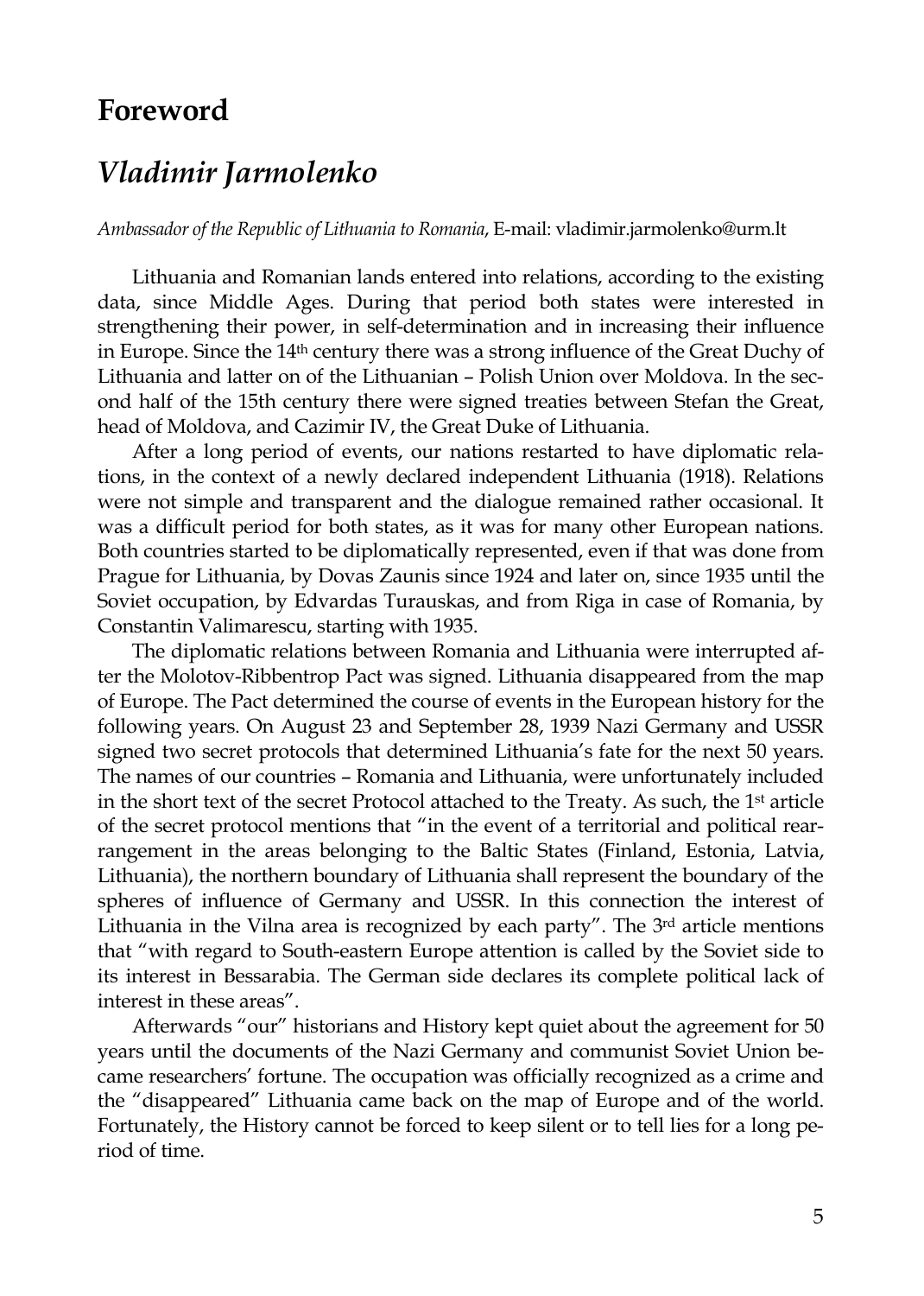# Foreword

## *Vladimir Jarmolenko*

*Ambassador of the Republic of Lithuania to Romania*, E-mail: vladimir.jarmolenko@urm.lt

Lithuania and Romanian lands entered into relations, according to the existing data, since Middle Ages. During that period both states were interested in strengthening their power, in self-determination and in increasing their influence in Europe. Since the 14th century there was a strong influence of the Great Duchy of Lithuania and latter on of the Lithuanian – Polish Union over Moldova. In the second half of the 15th century there were signed treaties between Stefan the Great, head of Moldova, and Cazimir IV, the Great Duke of Lithuania.

After a long period of events, our nations restarted to have diplomatic relations, in the context of a newly declared independent Lithuania (1918). Relations were not simple and transparent and the dialogue remained rather occasional. It was a difficult period for both states, as it was for many other European nations. Both countries started to be diplomatically represented, even if that was done from Prague for Lithuania, by Dovas Zaunis since 1924 and later on, since 1935 until the Soviet occupation, by Edvardas Turauskas, and from Riga in case of Romania, by Constantin Valimarescu, starting with 1935.

The diplomatic relations between Romania and Lithuania were interrupted after the Molotov-Ribbentrop Pact was signed. Lithuania disappeared from the map of Europe. The Pact determined the course of events in the European history for the following years. On August 23 and September 28, 1939 Nazi Germany and USSR signed two secret protocols that determined Lithuania's fate for the next 50 years. The names of our countries – Romania and Lithuania, were unfortunately included in the short text of the secret Protocol attached to the Treaty. As such, the 1st article of the secret protocol mentions that "in the event of a territorial and political rearrangement in the areas belonging to the Baltic States (Finland, Estonia, Latvia, Lithuania), the northern boundary of Lithuania shall represent the boundary of the spheres of influence of Germany and USSR. In this connection the interest of Lithuania in the Vilna area is recognized by each party". The 3rd article mentions that "with regard to South-eastern Europe attention is called by the Soviet side to its interest in Bessarabia. The German side declares its complete political lack of interest in these areas".

Afterwards "our" historians and History kept quiet about the agreement for 50 years until the documents of the Nazi Germany and communist Soviet Union became researchers' fortune. The occupation was officially recognized as a crime and the "disappeared" Lithuania came back on the map of Europe and of the world. Fortunately, the History cannot be forced to keep silent or to tell lies for a long period of time.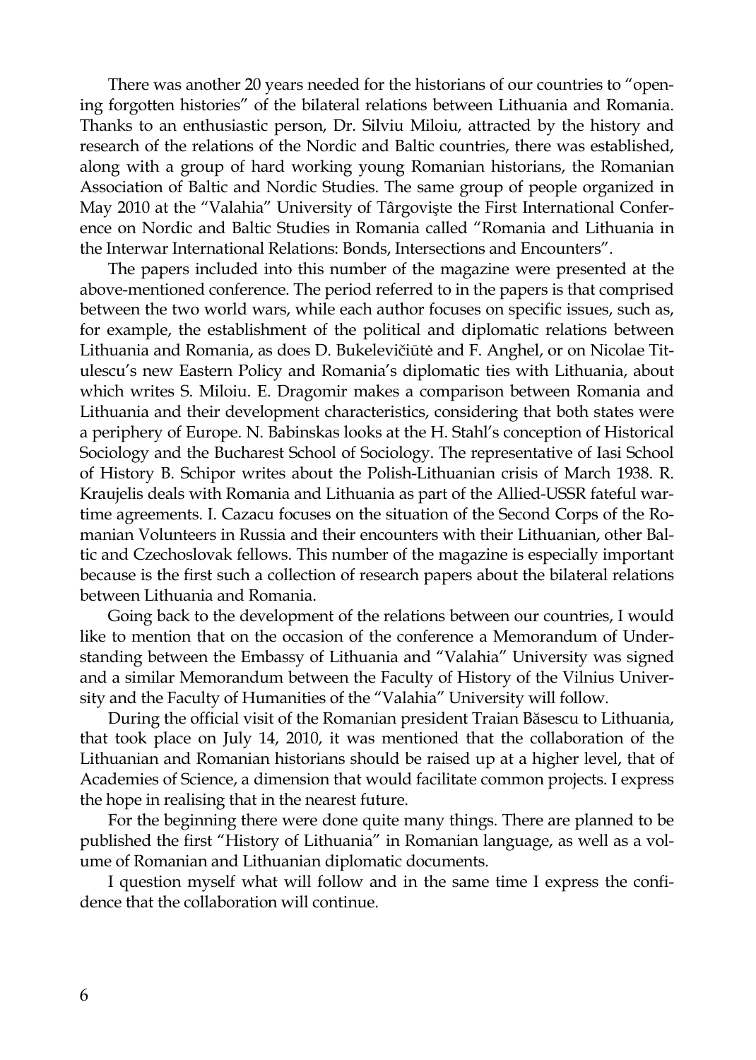There was another 20 years needed for the historians of our countries to "opening forgotten histories" of the bilateral relations between Lithuania and Romania. Thanks to an enthusiastic person, Dr. Silviu Miloiu, attracted by the history and research of the relations of the Nordic and Baltic countries, there was established, along with a group of hard working young Romanian historians, the Romanian Association of Baltic and Nordic Studies. The same group of people organized in May 2010 at the "Valahia" University of Târgovişte the First International Conference on Nordic and Baltic Studies in Romania called "Romania and Lithuania in the Interwar International Relations: Bonds, Intersections and Encounters".

The papers included into this number of the magazine were presented at the above-mentioned conference. The period referred to in the papers is that comprised between the two world wars, while each author focuses on specific issues, such as, for example, the establishment of the political and diplomatic relations between Lithuania and Romania, as does D. Bukelevičiūtė and F. Anghel, or on Nicolae Titulescu's new Eastern Policy and Romania's diplomatic ties with Lithuania, about which writes S. Miloiu. E. Dragomir makes a comparison between Romania and Lithuania and their development characteristics, considering that both states were a periphery of Europe. N. Babinskas looks at the H. Stahl's conception of Historical Sociology and the Bucharest School of Sociology. The representative of Iasi School of History B. Schipor writes about the Polish-Lithuanian crisis of March 1938. R. Kraujelis deals with Romania and Lithuania as part of the Allied-USSR fateful wartime agreements. I. Cazacu focuses on the situation of the Second Corps of the Romanian Volunteers in Russia and their encounters with their Lithuanian, other Baltic and Czechoslovak fellows. This number of the magazine is especially important because is the first such a collection of research papers about the bilateral relations between Lithuania and Romania.

Going back to the development of the relations between our countries, I would like to mention that on the occasion of the conference a Memorandum of Understanding between the Embassy of Lithuania and "Valahia" University was signed and a similar Memorandum between the Faculty of History of the Vilnius University and the Faculty of Humanities of the "Valahia" University will follow.

During the official visit of the Romanian president Traian Băsescu to Lithuania, that took place on July 14, 2010, it was mentioned that the collaboration of the Lithuanian and Romanian historians should be raised up at a higher level, that of Academies of Science, a dimension that would facilitate common projects. I express the hope in realising that in the nearest future.

For the beginning there were done quite many things. There are planned to be published the first "History of Lithuania" in Romanian language, as well as a volume of Romanian and Lithuanian diplomatic documents.

I question myself what will follow and in the same time I express the confidence that the collaboration will continue.